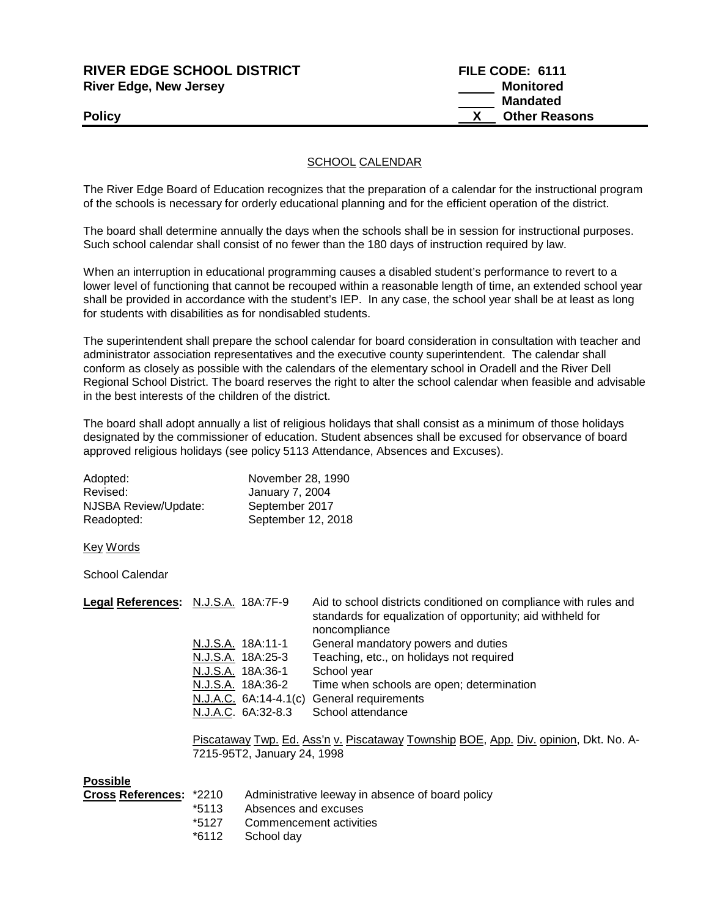**RIVER EDGE SCHOOL DISTRICT** — **FILE CODE: 6111**
**River Edge, New Jersey**

_____ **Monitored**
_____ **Mandated**
**Policy** __X__ **Other Reasons**

## SCHOOL CALENDAR

The River Edge Board of Education recognizes that the preparation of a calendar for the instructional program of the schools is necessary for orderly educational planning and for the efficient operation of the district.

The board shall determine annually the days when the schools shall be in session for instructional purposes. Such school calendar shall consist of no fewer than the 180 days of instruction required by law.

When an interruption in educational programming causes a disabled student's performance to revert to a lower level of functioning that cannot be recouped within a reasonable length of time, an extended school year shall be provided in accordance with the student's IEP. In any case, the school year shall be at least as long for students with disabilities as for nondisabled students.

The superintendent shall prepare the school calendar for board consideration in consultation with teacher and administrator association representatives and the executive county superintendent. The calendar shall conform as closely as possible with the calendars of the elementary school in Oradell and the River Dell Regional School District. The board reserves the right to alter the school calendar when feasible and advisable in the best interests of the children of the district.

The board shall adopt annually a list of religious holidays that shall consist as a minimum of those holidays designated by the commissioner of education. Student absences shall be excused for observance of board approved religious holidays (see policy 5113 Attendance, Absences and Excuses).

| | |
|---|---|
| Adopted: | November 28, 1990 |
| Revised: | January 7, 2004 |
| NJSBA Review/Update: | September 2017 |
| Readopted: | September 12, 2018 |

Key Words

School Calendar

| **Legal References:** | | |
|---|---|---|
| | N.J.S.A. 18A:7F-9 | Aid to school districts conditioned on compliance with rules and standards for equalization of opportunity; aid withheld for noncompliance |
| | N.J.S.A. 18A:11-1 | General mandatory powers and duties |
| | N.J.S.A. 18A:25-3 | Teaching, etc., on holidays not required |
| | N.J.S.A. 18A:36-1 | School year |
| | N.J.S.A. 18A:36-2 | Time when schools are open; determination |
| | N.J.A.C. 6A:14-4.1(c) | General requirements |
| | N.J.A.C. 6A:32-8.3 | School attendance |

Piscataway Twp. Ed. Ass'n v. Piscataway Township BOE, App. Div. opinion, Dkt. No. A-7215-95T2, January 24, 1998

| **Possible Cross References:** | | |
|---|---|---|
| | *2210 | Administrative leeway in absence of board policy |
| | *5113 | Absences and excuses |
| | *5127 | Commencement activities |
| | *6112 | School day |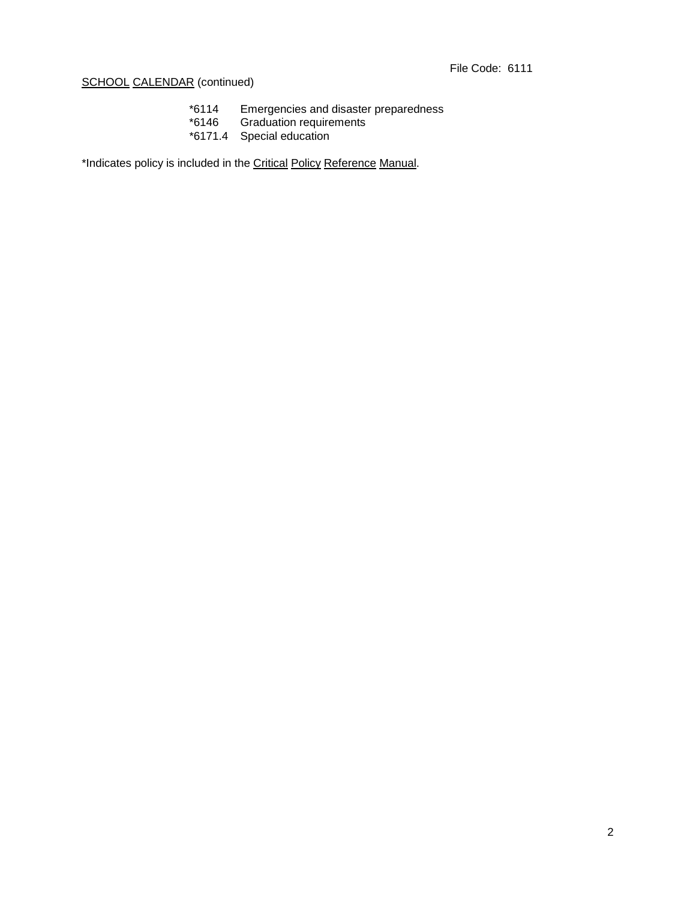File Code: 6111

SCHOOL CALENDAR (continued)

*6114 Emergencies and disaster preparedness
*6146 Graduation requirements
*6171.4 Special education

*Indicates policy is included in the Critical Policy Reference Manual.